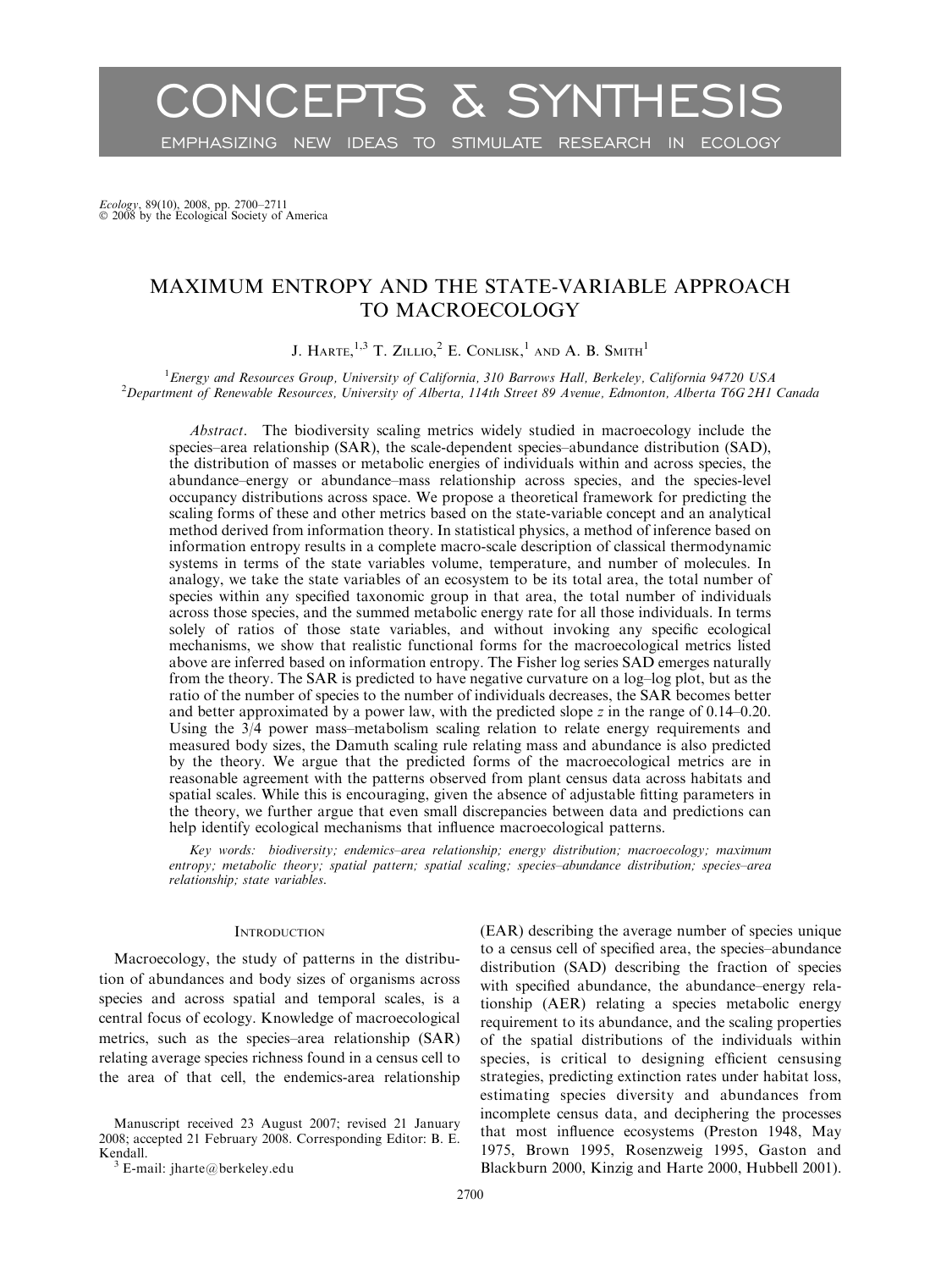# CONCEPTS & SYNTHESIS

EMPHASIZING NEW IDEAS TO STIMULATE RESEARCH IN ECOLOGY

*Ecology*, 89(10), 2008, pp. 2700–2711
© 2008 by the Ecological Society of America

## MAXIMUM ENTROPY AND THE STATE-VARIABLE APPROACH TO MACROECOLOGY

J. Harte,[1,3] T. Zillio,[2] E. Conlisk,[1] and A. B. Smith[1]

[1]*Energy and Resources Group, University of California, 310 Barrows Hall, Berkeley, California 94720 USA*
[2]*Department of Renewable Resources, University of Alberta, 114th Street 89 Avenue, Edmonton, Alberta T6G 2H1 Canada*

*Abstract*. The biodiversity scaling metrics widely studied in macroecology include the species–area relationship (SAR), the scale-dependent species–abundance distribution (SAD), the distribution of masses or metabolic energies of individuals within and across species, the abundance–energy or abundance–mass relationship across species, and the species-level occupancy distributions across space. We propose a theoretical framework for predicting the scaling forms of these and other metrics based on the state-variable concept and an analytical method derived from information theory. In statistical physics, a method of inference based on information entropy results in a complete macro-scale description of classical thermodynamic systems in terms of the state variables volume, temperature, and number of molecules. In analogy, we take the state variables of an ecosystem to be its total area, the total number of species within any specified taxonomic group in that area, the total number of individuals across those species, and the summed metabolic energy rate for all those individuals. In terms solely of ratios of those state variables, and without invoking any specific ecological mechanisms, we show that realistic functional forms for the macroecological metrics listed above are inferred based on information entropy. The Fisher log series SAD emerges naturally from the theory. The SAR is predicted to have negative curvature on a log–log plot, but as the ratio of the number of species to the number of individuals decreases, the SAR becomes better and better approximated by a power law, with the predicted slope $z$ in the range of 0.14–0.20. Using the 3/4 power mass–metabolism scaling relation to relate energy requirements and measured body sizes, the Damuth scaling rule relating mass and abundance is also predicted by the theory. We argue that the predicted forms of the macroecological metrics are in reasonable agreement with the patterns observed from plant census data across habitats and spatial scales. While this is encouraging, given the absence of adjustable fitting parameters in the theory, we further argue that even small discrepancies between data and predictions can help identify ecological mechanisms that influence macroecological patterns.

*Key words: biodiversity; endemics–area relationship; energy distribution; macroecology; maximum entropy; metabolic theory; spatial pattern; spatial scaling; species–abundance distribution; species–area relationship; state variables.*

### Introduction

Macroecology, the study of patterns in the distribution of abundances and body sizes of organisms across species and across spatial and temporal scales, is a central focus of ecology. Knowledge of macroecological metrics, such as the species–area relationship (SAR) relating average species richness found in a census cell to the area of that cell, the endemics-area relationship (EAR) describing the average number of species unique to a census cell of specified area, the species–abundance distribution (SAD) describing the fraction of species with specified abundance, the abundance–energy relationship (AER) relating a species metabolic energy requirement to its abundance, and the scaling properties of the spatial distributions of the individuals within species, is critical to designing efficient censusing strategies, predicting extinction rates under habitat loss, estimating species diversity and abundances from incomplete census data, and deciphering the processes that most influence ecosystems (Preston 1948, May 1975, Brown 1995, Rosenzweig 1995, Gaston and Blackburn 2000, Kinzig and Harte 2000, Hubbell 2001).

Manuscript received 23 August 2007; revised 21 January 2008; accepted 21 February 2008. Corresponding Editor: B. E. Kendall.

[3] E-mail: jharte@berkeley.edu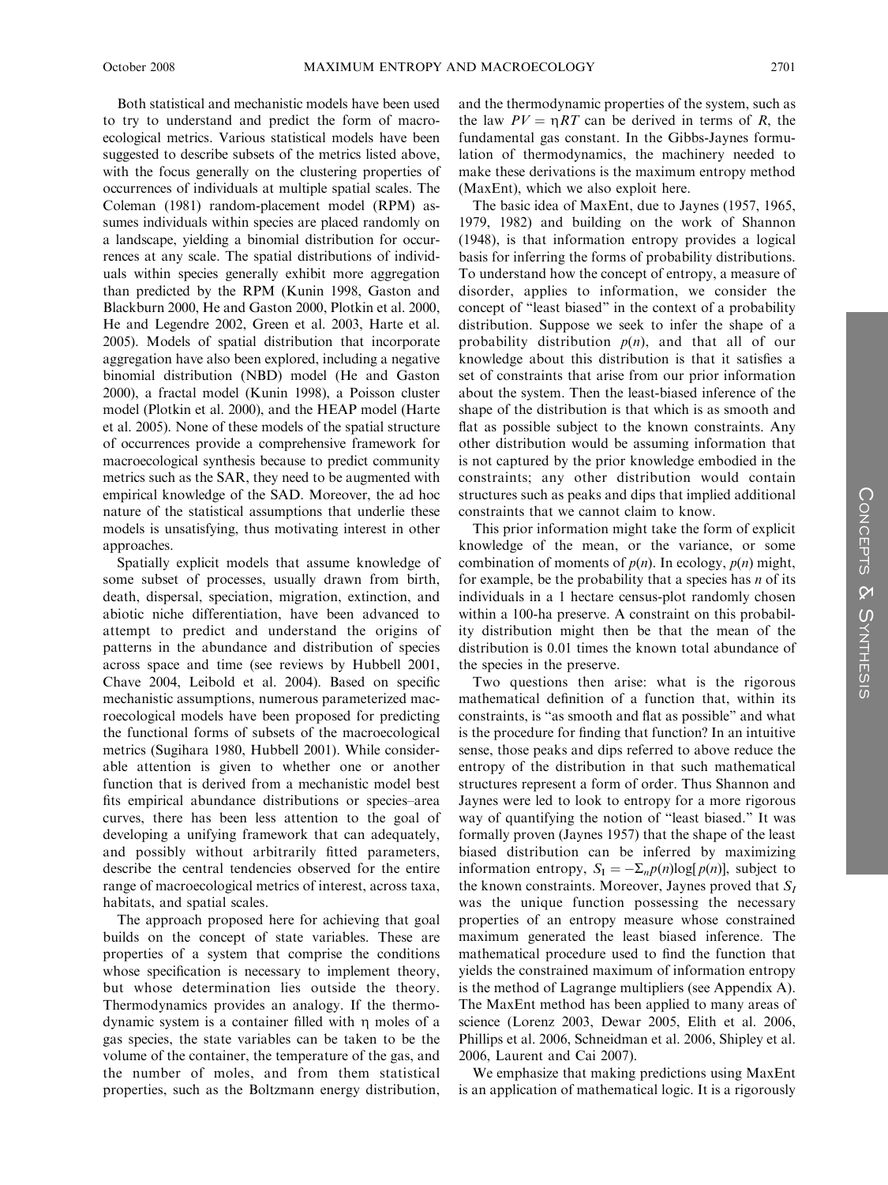Both statistical and mechanistic models have been used to try to understand and predict the form of macroecological metrics. Various statistical models have been suggested to describe subsets of the metrics listed above, with the focus generally on the clustering properties of occurrences of individuals at multiple spatial scales. The Coleman (1981) random-placement model (RPM) assumes individuals within species are placed randomly on a landscape, yielding a binomial distribution for occurrences at any scale. The spatial distributions of individuals within species generally exhibit more aggregation than predicted by the RPM (Kunin 1998, Gaston and Blackburn 2000, He and Gaston 2000, Plotkin et al. 2000, He and Legendre 2002, Green et al. 2003, Harte et al. 2005). Models of spatial distribution that incorporate aggregation have also been explored, including a negative binomial distribution (NBD) model (He and Gaston 2000), a fractal model (Kunin 1998), a Poisson cluster model (Plotkin et al. 2000), and the HEAP model (Harte et al. 2005). None of these models of the spatial structure of occurrences provide a comprehensive framework for macroecological synthesis because to predict community metrics such as the SAR, they need to be augmented with empirical knowledge of the SAD. Moreover, the ad hoc nature of the statistical assumptions that underlie these models is unsatisfying, thus motivating interest in other approaches.

Spatially explicit models that assume knowledge of some subset of processes, usually drawn from birth, death, dispersal, speciation, migration, extinction, and abiotic niche differentiation, have been advanced to attempt to predict and understand the origins of patterns in the abundance and distribution of species across space and time (see reviews by Hubbell 2001, Chave 2004, Leibold et al. 2004). Based on specific mechanistic assumptions, numerous parameterized macroecological models have been proposed for predicting the functional forms of subsets of the macroecological metrics (Sugihara 1980, Hubbell 2001). While considerable attention is given to whether one or another function that is derived from a mechanistic model best fits empirical abundance distributions or species–area curves, there has been less attention to the goal of developing a unifying framework that can adequately, and possibly without arbitrarily fitted parameters, describe the central tendencies observed for the entire range of macroecological metrics of interest, across taxa, habitats, and spatial scales.

The approach proposed here for achieving that goal builds on the concept of state variables. These are properties of a system that comprise the conditions whose specification is necessary to implement theory, but whose determination lies outside the theory. Thermodynamics provides an analogy. If the thermodynamic system is a container filled with $\eta$ moles of a gas species, the state variables can be taken to be the volume of the container, the temperature of the gas, and the number of moles, and from them statistical properties, such as the Boltzmann energy distribution, and the thermodynamic properties of the system, such as the law $PV = \eta RT$ can be derived in terms of $R$, the fundamental gas constant. In the Gibbs-Jaynes formulation of thermodynamics, the machinery needed to make these derivations is the maximum entropy method (MaxEnt), which we also exploit here.

The basic idea of MaxEnt, due to Jaynes (1957, 1965, 1979, 1982) and building on the work of Shannon (1948), is that information entropy provides a logical basis for inferring the forms of probability distributions. To understand how the concept of entropy, a measure of disorder, applies to information, we consider the concept of "least biased" in the context of a probability distribution. Suppose we seek to infer the shape of a probability distribution $p(n)$, and that all of our knowledge about this distribution is that it satisfies a set of constraints that arise from our prior information about the system. Then the least-biased inference of the shape of the distribution is that which is as smooth and flat as possible subject to the known constraints. Any other distribution would be assuming information that is not captured by the prior knowledge embodied in the constraints; any other distribution would contain structures such as peaks and dips that implied additional constraints that we cannot claim to know.

This prior information might take the form of explicit knowledge of the mean, or the variance, or some combination of moments of $p(n)$. In ecology, $p(n)$ might, for example, be the probability that a species has $n$ of its individuals in a 1 hectare census-plot randomly chosen within a 100-ha preserve. A constraint on this probability distribution might then be that the mean of the distribution is 0.01 times the known total abundance of the species in the preserve.

Two questions then arise: what is the rigorous mathematical definition of a function that, within its constraints, is "as smooth and flat as possible" and what is the procedure for finding that function? In an intuitive sense, those peaks and dips referred to above reduce the entropy of the distribution in that such mathematical structures represent a form of order. Thus Shannon and Jaynes were led to look to entropy for a more rigorous way of quantifying the notion of "least biased." It was formally proven (Jaynes 1957) that the shape of the least biased distribution can be inferred by maximizing information entropy, $S_I = -\Sigma_n p(n)\log[p(n)]$, subject to the known constraints. Moreover, Jaynes proved that $S_I$ was the unique function possessing the necessary properties of an entropy measure whose constrained maximum generated the least biased inference. The mathematical procedure used to find the function that yields the constrained maximum of information entropy is the method of Lagrange multipliers (see Appendix A). The MaxEnt method has been applied to many areas of science (Lorenz 2003, Dewar 2005, Elith et al. 2006, Phillips et al. 2006, Schneidman et al. 2006, Shipley et al. 2006, Laurent and Cai 2007).

We emphasize that making predictions using MaxEnt is an application of mathematical logic. It is a rigorously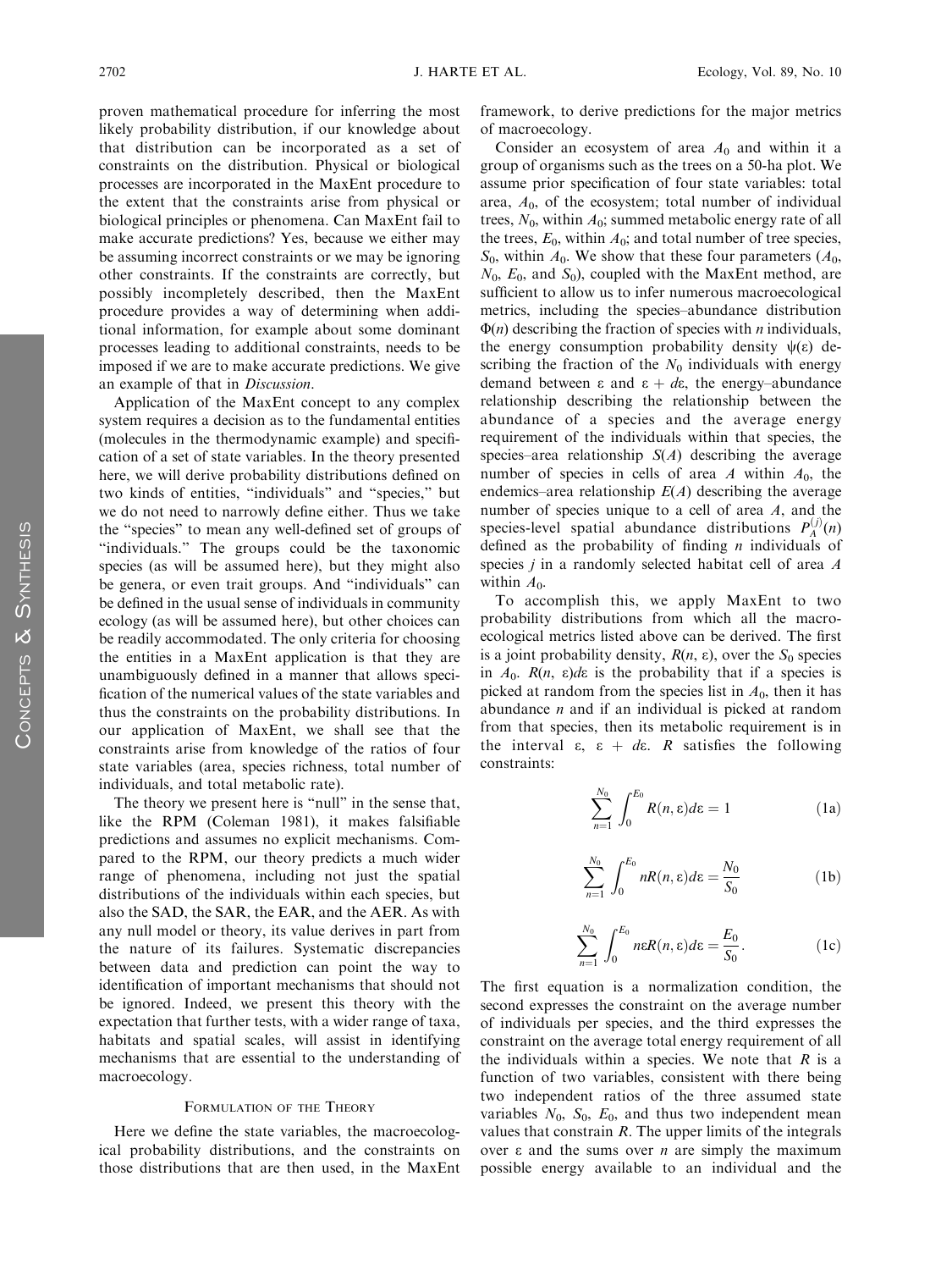proven mathematical procedure for inferring the most likely probability distribution, if our knowledge about that distribution can be incorporated as a set of constraints on the distribution. Physical or biological processes are incorporated in the MaxEnt procedure to the extent that the constraints arise from physical or biological principles or phenomena. Can MaxEnt fail to make accurate predictions? Yes, because we either may be assuming incorrect constraints or we may be ignoring other constraints. If the constraints are correctly, but possibly incompletely described, then the MaxEnt procedure provides a way of determining when additional information, for example about some dominant processes leading to additional constraints, needs to be imposed if we are to make accurate predictions. We give an example of that in *Discussion*.

Application of the MaxEnt concept to any complex system requires a decision as to the fundamental entities (molecules in the thermodynamic example) and specification of a set of state variables. In the theory presented here, we will derive probability distributions defined on two kinds of entities, "individuals" and "species," but we do not need to narrowly define either. Thus we take the "species" to mean any well-defined set of groups of "individuals." The groups could be the taxonomic species (as will be assumed here), but they might also be genera, or even trait groups. And "individuals" can be defined in the usual sense of individuals in community ecology (as will be assumed here), but other choices can be readily accommodated. The only criteria for choosing the entities in a MaxEnt application is that they are unambiguously defined in a manner that allows specification of the numerical values of the state variables and thus the constraints on the probability distributions. In our application of MaxEnt, we shall see that the constraints arise from knowledge of the ratios of four state variables (area, species richness, total number of individuals, and total metabolic rate).

The theory we present here is "null" in the sense that, like the RPM (Coleman 1981), it makes falsifiable predictions and assumes no explicit mechanisms. Compared to the RPM, our theory predicts a much wider range of phenomena, including not just the spatial distributions of the individuals within each species, but also the SAD, the SAR, the EAR, and the AER. As with any null model or theory, its value derives in part from the nature of its failures. Systematic discrepancies between data and prediction can point the way to identification of important mechanisms that should not be ignored. Indeed, we present this theory with the expectation that further tests, with a wider range of taxa, habitats and spatial scales, will assist in identifying mechanisms that are essential to the understanding of macroecology.

## Formulation of the Theory

Here we define the state variables, the macroecological probability distributions, and the constraints on those distributions that are then used, in the MaxEnt framework, to derive predictions for the major metrics of macroecology.

Consider an ecosystem of area $A_0$ and within it a group of organisms such as the trees on a 50-ha plot. We assume prior specification of four state variables: total area, $A_0$, of the ecosystem; total number of individual trees, $N_0$, within $A_0$; summed metabolic energy rate of all the trees, $E_0$, within $A_0$; and total number of tree species, $S_0$, within $A_0$. We show that these four parameters ($A_0$, $N_0$, $E_0$, and $S_0$), coupled with the MaxEnt method, are sufficient to allow us to infer numerous macroecological metrics, including the species–abundance distribution $\Phi(n)$ describing the fraction of species with $n$ individuals, the energy consumption probability density $\psi(\varepsilon)$ describing the fraction of the $N_0$ individuals with energy demand between $\varepsilon$ and $\varepsilon + d\varepsilon$, the energy–abundance relationship describing the relationship between the abundance of a species and the average energy requirement of the individuals within that species, the species–area relationship $S(A)$ describing the average number of species in cells of area $A$ within $A_0$, the endemics–area relationship $E(A)$ describing the average number of species unique to a cell of area $A$, and the species-level spatial abundance distributions $P_A^{(j)}(n)$ defined as the probability of finding $n$ individuals of species $j$ in a randomly selected habitat cell of area $A$ within $A_0$.

To accomplish this, we apply MaxEnt to two probability distributions from which all the macroecological metrics listed above can be derived. The first is a joint probability density, $R(n, \varepsilon)$, over the $S_0$ species in $A_0$. $R(n, \varepsilon)d\varepsilon$ is the probability that if a species is picked at random from the species list in $A_0$, then it has abundance $n$ and if an individual is picked at random from that species, then its metabolic requirement is in the interval $\varepsilon$, $\varepsilon + d\varepsilon$. $R$ satisfies the following constraints:

$$\sum_{n=1}^{N_0} \int_0^{E_0} R(n, \varepsilon) d\varepsilon = 1 \tag{1a}$$

$$\sum_{n=1}^{N_0} \int_0^{E_0} nR(n, \varepsilon) d\varepsilon = \frac{N_0}{S_0} \tag{1b}$$

$$\sum_{n=1}^{N_0} \int_0^{E_0} n\varepsilon R(n, \varepsilon) d\varepsilon = \frac{E_0}{S_0}. \tag{1c}$$

The first equation is a normalization condition, the second expresses the constraint on the average number of individuals per species, and the third expresses the constraint on the average total energy requirement of all the individuals within a species. We note that $R$ is a function of two variables, consistent with there being two independent ratios of the three assumed state variables $N_0$, $S_0$, $E_0$, and thus two independent mean values that constrain $R$. The upper limits of the integrals over $\varepsilon$ and the sums over $n$ are simply the maximum possible energy available to an individual and the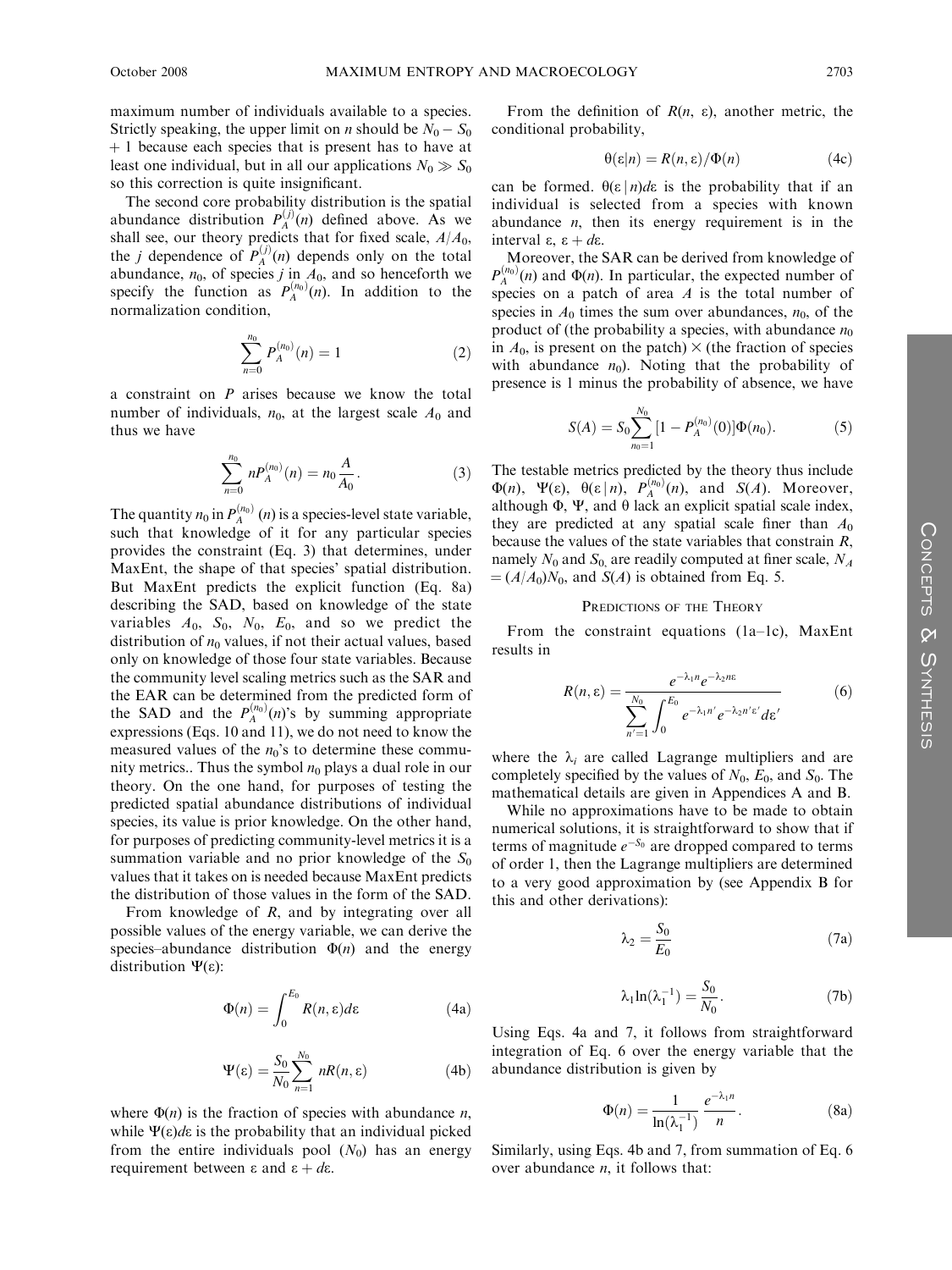maximum number of individuals available to a species. Strictly speaking, the upper limit on $n$ should be $N_0 - S_0 + 1$ because each species that is present has to have at least one individual, but in all our applications $N_0 \gg S_0$ so this correction is quite insignificant.

The second core probability distribution is the spatial abundance distribution $P_A^{(j)}(n)$ defined above. As we shall see, our theory predicts that for fixed scale, $A/A_0$, the $j$ dependence of $P_A^{(j)}(n)$ depends only on the total abundance, $n_0$, of species $j$ in $A_0$, and so henceforth we specify the function as $P_A^{(n_0)}(n)$. In addition to the normalization condition,

$$\sum_{n=0}^{n_0} P_A^{(n_0)}(n) = 1 \tag{2}$$

a constraint on $P$ arises because we know the total number of individuals, $n_0$, at the largest scale $A_0$ and thus we have

$$\sum_{n=0}^{n_0} nP_A^{(n_0)}(n) = n_0 \frac{A}{A_0}. \tag{3}$$

The quantity $n_0$ in $P_A^{(n_0)}(n)$ is a species-level state variable, such that knowledge of it for any particular species provides the constraint (Eq. 3) that determines, under MaxEnt, the shape of that species' spatial distribution. But MaxEnt predicts the explicit function (Eq. 8a) describing the SAD, based on knowledge of the state variables $A_0$, $S_0$, $N_0$, $E_0$, and so we predict the distribution of $n_0$ values, if not their actual values, based only on knowledge of those four state variables. Because the community level scaling metrics such as the SAR and the EAR can be determined from the predicted form of the SAD and the $P_A^{(n_0)}(n)$'s by summing appropriate expressions (Eqs. 10 and 11), we do not need to know the measured values of the $n_0$'s to determine these community metrics.. Thus the symbol $n_0$ plays a dual role in our theory. On the one hand, for purposes of testing the predicted spatial abundance distributions of individual species, its value is prior knowledge. On the other hand, for purposes of predicting community-level metrics it is a summation variable and no prior knowledge of the $S_0$ values that it takes on is needed because MaxEnt predicts the distribution of those values in the form of the SAD.

From knowledge of $R$, and by integrating over all possible values of the energy variable, we can derive the species–abundance distribution $\Phi(n)$ and the energy distribution $\Psi(\varepsilon)$:

$$\Phi(n) = \int_0^{E_0} R(n, \varepsilon) d\varepsilon \tag{4a}$$

$$\Psi(\varepsilon) = \frac{S_0}{N_0} \sum_{n=1}^{N_0} nR(n, \varepsilon) \tag{4b}$$

where $\Phi(n)$ is the fraction of species with abundance $n$, while $\Psi(\varepsilon)d\varepsilon$ is the probability that an individual picked from the entire individuals pool ($N_0$) has an energy requirement between $\varepsilon$ and $\varepsilon + d\varepsilon$.

From the definition of $R(n, \varepsilon)$, another metric, the conditional probability,

$$\theta(\varepsilon | n) = R(n, \varepsilon)/\Phi(n) \tag{4c}$$

can be formed. $\theta(\varepsilon | n)d\varepsilon$ is the probability that if an individual is selected from a species with known abundance $n$, then its energy requirement is in the interval $\varepsilon$, $\varepsilon + d\varepsilon$.

Moreover, the SAR can be derived from knowledge of $P_A^{(n_0)}(n)$ and $\Phi(n)$. In particular, the expected number of species on a patch of area $A$ is the total number of species in $A_0$ times the sum over abundances, $n_0$, of the product of (the probability a species, with abundance $n_0$ in $A_0$, is present on the patch) $\times$ (the fraction of species with abundance $n_0$). Noting that the probability of presence is 1 minus the probability of absence, we have

$$S(A) = S_0 \sum_{n_0=1}^{N_0} [1 - P_A^{(n_0)}(0)]\Phi(n_0). \tag{5}$$

The testable metrics predicted by the theory thus include $\Phi(n)$, $\Psi(\varepsilon)$, $\theta(\varepsilon | n)$, $P_A^{(n_0)}(n)$, and $S(A)$. Moreover, although $\Phi$, $\Psi$, and $\theta$ lack an explicit spatial scale index, they are predicted at any spatial scale finer than $A_0$ because the values of the state variables that constrain $R$, namely $N_0$ and $S_0$, are readily computed at finer scale, $N_A = (A/A_0)N_0$, and $S(A)$ is obtained from Eq. 5.

## Predictions of the Theory

From the constraint equations (1a–1c), MaxEnt results in

$$R(n, \varepsilon) = \frac{e^{-\lambda_1 n} e^{-\lambda_2 n\varepsilon}}{\displaystyle\sum_{n'=1}^{N_0} \int_0^{E_0} e^{-\lambda_1 n'} e^{-\lambda_2 n'\varepsilon'} d\varepsilon'} \tag{6}$$

where the $\lambda_i$ are called Lagrange multipliers and are completely specified by the values of $N_0$, $E_0$, and $S_0$. The mathematical details are given in Appendices A and B.

While no approximations have to be made to obtain numerical solutions, it is straightforward to show that if terms of magnitude $e^{-S_0}$ are dropped compared to terms of order 1, then the Lagrange multipliers are determined to a very good approximation by (see Appendix B for this and other derivations):

$$\lambda_2 = \frac{S_0}{E_0} \tag{7a}$$

$$\lambda_1 \ln(\lambda_1^{-1}) = \frac{S_0}{N_0}. \tag{7b}$$

Using Eqs. 4a and 7, it follows from straightforward integration of Eq. 6 over the energy variable that the abundance distribution is given by

$$\Phi(n) = \frac{1}{\ln(\lambda_1^{-1})} \frac{e^{-\lambda_1 n}}{n}. \tag{8a}$$

Similarly, using Eqs. 4b and 7, from summation of Eq. 6 over abundance $n$, it follows that: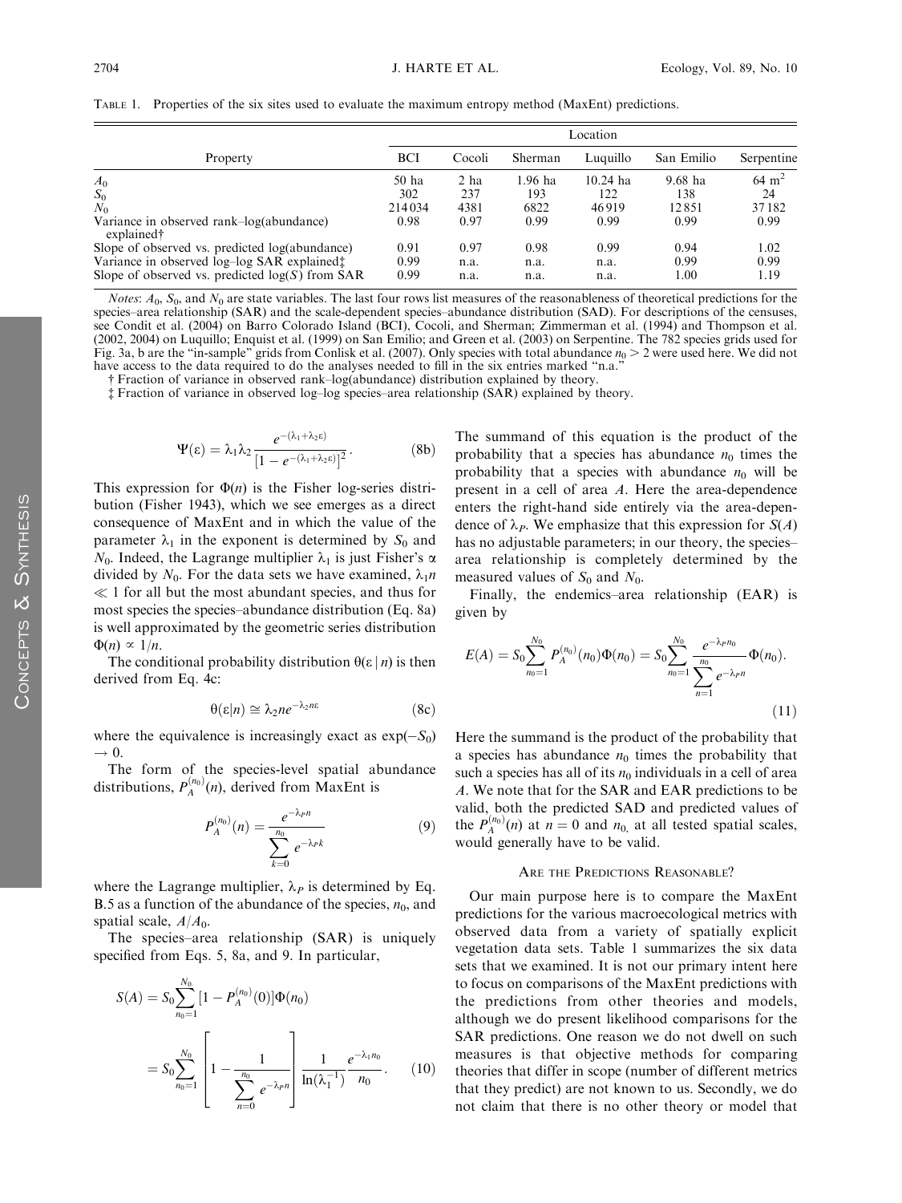Table 1. Properties of the six sites used to evaluate the maximum entropy method (MaxEnt) predictions.

| Property | Location | | | | | |
|---|---|---|---|---|---|---|
| | BCI | Cocoli | Sherman | Luquillo | San Emilio | Serpentine |
| $A_0$ | 50 ha | 2 ha | 1.96 ha | 10.24 ha | 9.68 ha | 64 m$^2$ |
| $S_0$ | 302 | 237 | 193 | 122 | 138 | 24 |
| $N_0$ | 214 034 | 4381 | 6822 | 46 919 | 12 851 | 37 182 |
| Variance in observed rank–log(abundance) explained† | 0.98 | 0.97 | 0.99 | 0.99 | 0.99 | 0.99 |
| Slope of observed vs. predicted log(abundance) | 0.91 | 0.97 | 0.98 | 0.99 | 0.94 | 1.02 |
| Variance in observed log–log SAR explained‡ | 0.99 | n.a. | n.a. | n.a. | 0.99 | 0.99 |
| Slope of observed vs. predicted log($S$) from SAR | 0.99 | n.a. | n.a. | n.a. | 1.00 | 1.19 |

*Notes*: $A_0$, $S_0$, and $N_0$ are state variables. The last four rows list measures of the reasonableness of theoretical predictions for the species–area relationship (SAR) and the scale-dependent species–abundance distribution (SAD). For descriptions of the censuses, see Condit et al. (2004) on Barro Colorado Island (BCI), Cocoli, and Sherman; Zimmerman et al. (1994) and Thompson et al. (2002, 2004) on Luquillo; Enquist et al. (1999) on San Emilio; and Green et al. (2003) on Serpentine. The 782 species grids used for Fig. 3a, b are the "in-sample" grids from Conlisk et al. (2007). Only species with total abundance $n_0 > 2$ were used here. We did not have access to the data required to do the analyses needed to fill in the six entries marked "n.a."

† Fraction of variance in observed rank–log(abundance) distribution explained by theory.

‡ Fraction of variance in observed log–log species–area relationship (SAR) explained by theory.

$$\Psi(\varepsilon) = \lambda_1 \lambda_2 \frac{e^{-(\lambda_1+\lambda_2\varepsilon)}}{[1-e^{-(\lambda_1+\lambda_2\varepsilon)}]^2}. \tag{8b}$$

This expression for $\Phi(n)$ is the Fisher log-series distribution (Fisher 1943), which we see emerges as a direct consequence of MaxEnt and in which the value of the parameter $\lambda_1$ in the exponent is determined by $S_0$ and $N_0$. Indeed, the Lagrange multiplier $\lambda_1$ is just Fisher's $\alpha$ divided by $N_0$. For the data sets we have examined, $\lambda_1 n \ll 1$ for all but the most abundant species, and thus for most species the species–abundance distribution (Eq. 8a) is well approximated by the geometric series distribution $\Phi(n) \propto 1/n$.

The conditional probability distribution $\theta(\varepsilon \mid n)$ is then derived from Eq. 4c:

$$\theta(\varepsilon|n) \cong \lambda_2 n e^{-\lambda_2 n \varepsilon} \tag{8c}$$

where the equivalence is increasingly exact as $\exp(-S_0) \to 0$.

The form of the species-level spatial abundance distributions, $P_A^{(n_0)}(n)$, derived from MaxEnt is

$$P_A^{(n_0)}(n) = \frac{e^{-\lambda_P n}}{\sum_{k=0}^{n_0} e^{-\lambda_P k}} \tag{9}$$

where the Lagrange multiplier, $\lambda_P$ is determined by Eq. B.5 as a function of the abundance of the species, $n_0$, and spatial scale, $A/A_0$.

The species–area relationship (SAR) is uniquely specified from Eqs. 5, 8a, and 9. In particular,

$$S(A) = S_0 \sum_{n_0=1}^{N_0} [1 - P_A^{(n_0)}(0)]\Phi(n_0) = S_0 \sum_{n_0=1}^{N_0} \left[1 - \frac{1}{\sum_{n=0}^{n_0} e^{-\lambda_P n}}\right] \frac{1}{\ln(\lambda_1^{-1})} \frac{e^{-\lambda_1 n_0}}{n_0}. \tag{10}$$

The summand of this equation is the product of the probability that a species has abundance $n_0$ times the probability that a species with abundance $n_0$ will be present in a cell of area $A$. Here the area-dependence enters the right-hand side entirely via the area-dependence of $\lambda_P$. We emphasize that this expression for $S(A)$ has no adjustable parameters; in our theory, the species–area relationship is completely determined by the measured values of $S_0$ and $N_0$.

Finally, the endemics–area relationship (EAR) is given by

$$E(A) = S_0 \sum_{n_0=1}^{N_0} P_A^{(n_0)}(n_0)\Phi(n_0) = S_0 \sum_{n_0=1}^{N_0} \frac{e^{-\lambda_P n_0}}{\sum_{n=1}^{n_0} e^{-\lambda_P n}} \Phi(n_0). \tag{11}$$

Here the summand is the product of the probability that a species has abundance $n_0$ times the probability that such a species has all of its $n_0$ individuals in a cell of area $A$. We note that for the SAR and EAR predictions to be valid, both the predicted SAD and predicted values of the $P_A^{(n_0)}(n)$ at $n = 0$ and $n_0$, at all tested spatial scales, would generally have to be valid.

## Are the Predictions Reasonable?

Our main purpose here is to compare the MaxEnt predictions for the various macroecological metrics with observed data from a variety of spatially explicit vegetation data sets. Table 1 summarizes the six data sets that we examined. It is not our primary intent here to focus on comparisons of the MaxEnt predictions with the predictions from other theories and models, although we do present likelihood comparisons for the SAR predictions. One reason we do not dwell on such measures is that objective methods for comparing theories that differ in scope (number of different metrics that they predict) are not known to us. Secondly, we do not claim that there is no other theory or model that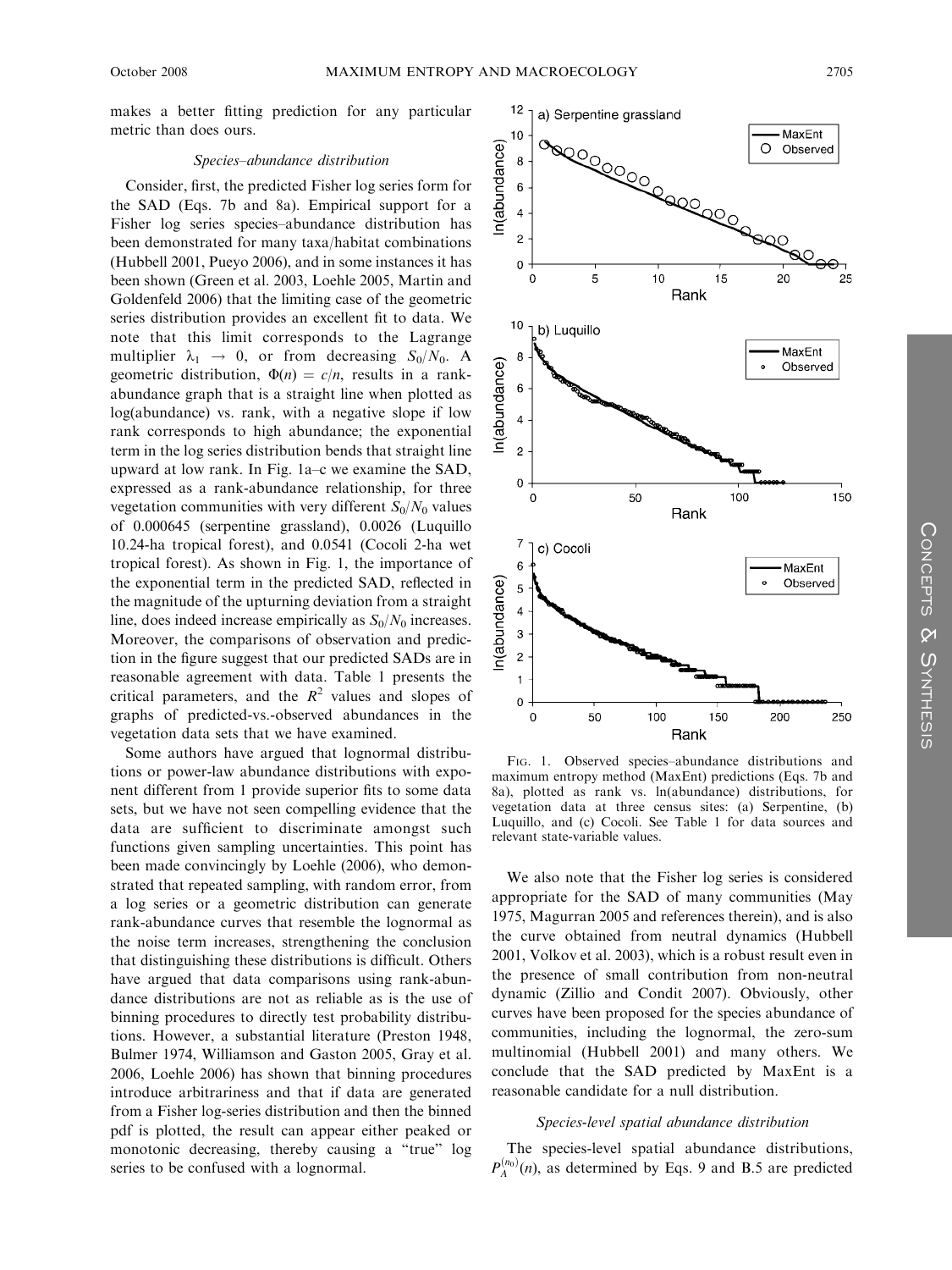makes a better fitting prediction for any particular metric than does ours.

### *Species–abundance distribution*

Consider, first, the predicted Fisher log series form for the SAD (Eqs. 7b and 8a). Empirical support for a Fisher log series species–abundance distribution has been demonstrated for many taxa/habitat combinations (Hubbell 2001, Pueyo 2006), and in some instances it has been shown (Green et al. 2003, Loehle 2005, Martin and Goldenfeld 2006) that the limiting case of the geometric series distribution provides an excellent fit to data. We note that this limit corresponds to the Lagrange multiplier $\lambda_1 \rightarrow 0$, or from decreasing $S_0/N_0$. A geometric distribution, $\Phi(n) = c/n$, results in a rank-abundance graph that is a straight line when plotted as log(abundance) vs. rank, with a negative slope if low rank corresponds to high abundance; the exponential term in the log series distribution bends that straight line upward at low rank. In Fig. 1a–c we examine the SAD, expressed as a rank-abundance relationship, for three vegetation communities with very different $S_0/N_0$ values of 0.000645 (serpentine grassland), 0.0026 (Luquillo 10.24-ha tropical forest), and 0.0541 (Cocoli 2-ha wet tropical forest). As shown in Fig. 1, the importance of the exponential term in the predicted SAD, reflected in the magnitude of the upturning deviation from a straight line, does indeed increase empirically as $S_0/N_0$ increases. Moreover, the comparisons of observation and prediction in the figure suggest that our predicted SADs are in reasonable agreement with data. Table 1 presents the critical parameters, and the $R^2$ values and slopes of graphs of predicted-vs.-observed abundances in the vegetation data sets that we have examined.

Some authors have argued that lognormal distributions or power-law abundance distributions with exponent different from 1 provide superior fits to some data sets, but we have not seen compelling evidence that the data are sufficient to discriminate amongst such functions given sampling uncertainties. This point has been made convincingly by Loehle (2006), who demonstrated that repeated sampling, with random error, from a log series or a geometric distribution can generate rank-abundance curves that resemble the lognormal as the noise term increases, strengthening the conclusion that distinguishing these distributions is difficult. Others have argued that data comparisons using rank-abundance distributions are not as reliable as is the use of binning procedures to directly test probability distributions. However, a substantial literature (Preston 1948, Bulmer 1974, Williamson and Gaston 2005, Gray et al. 2006, Loehle 2006) has shown that binning procedures introduce arbitrariness and that if data are generated from a Fisher log-series distribution and then the binned pdf is plotted, the result can appear either peaked or monotonic decreasing, thereby causing a "true" log series to be confused with a lognormal.

Fig. 1. Observed species–abundance distributions and maximum entropy method (MaxEnt) predictions (Eqs. 7b and 8a), plotted as rank vs. ln(abundance) distributions, for vegetation data at three census sites: (a) Serpentine, (b) Luquillo, and (c) Cocoli. See Table 1 for data sources and relevant state-variable values.

We also note that the Fisher log series is considered appropriate for the SAD of many communities (May 1975, Magurran 2005 and references therein), and is also the curve obtained from neutral dynamics (Hubbell 2001, Volkov et al. 2003), which is a robust result even in the presence of small contribution from non-neutral dynamic (Zillio and Condit 2007). Obviously, other curves have been proposed for the species abundance of communities, including the lognormal, the zero-sum multinomial (Hubbell 2001) and many others. We conclude that the SAD predicted by MaxEnt is a reasonable candidate for a null distribution.

### *Species-level spatial abundance distribution*

The species-level spatial abundance distributions, $P_A^{(n_0)}(n)$, as determined by Eqs. 9 and B.5 are predicted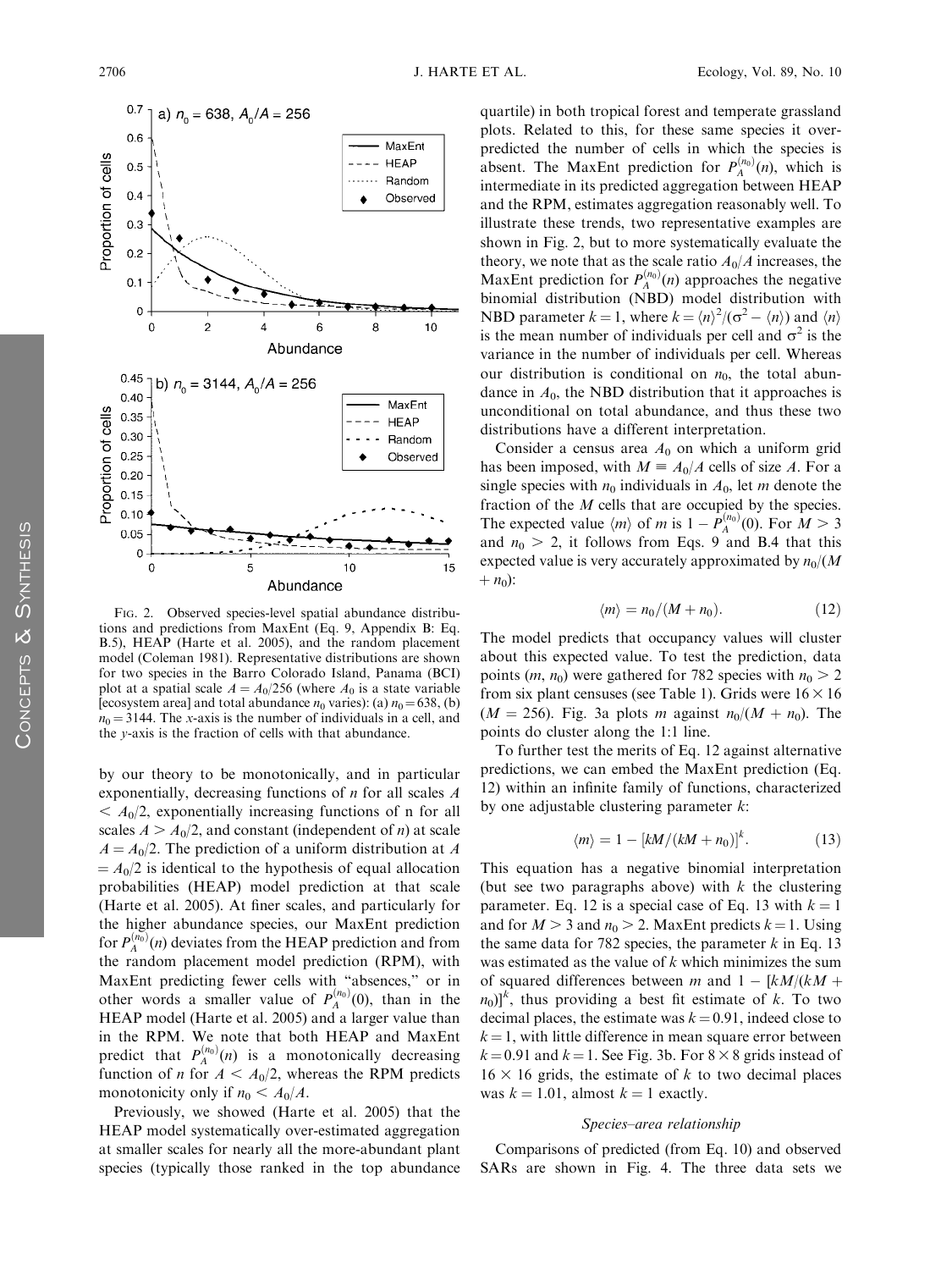FIG. 2. Observed species-level spatial abundance distributions and predictions from MaxEnt (Eq. 9, Appendix B: Eq. B.5), HEAP (Harte et al. 2005), and the random placement model (Coleman 1981). Representative distributions are shown for two species in the Barro Colorado Island, Panama (BCI) plot at a spatial scale $A = A_0/256$ (where $A_0$ is a state variable [ecosystem area] and total abundance $n_0$ varies): (a) $n_0 = 638$, (b) $n_0 = 3144$. The $x$-axis is the number of individuals in a cell, and the $y$-axis is the fraction of cells with that abundance.

by our theory to be monotonically, and in particular exponentially, decreasing functions of $n$ for all scales $A < A_0/2$, exponentially increasing functions of n for all scales $A > A_0/2$, and constant (independent of $n$) at scale $A = A_0/2$. The prediction of a uniform distribution at $A = A_0/2$ is identical to the hypothesis of equal allocation probabilities (HEAP) model prediction at that scale (Harte et al. 2005). At finer scales, and particularly for the higher abundance species, our MaxEnt prediction for $P_A^{(n_0)}(n)$ deviates from the HEAP prediction and from the random placement model prediction (RPM), with MaxEnt predicting fewer cells with "absences," or in other words a smaller value of $P_A^{(n_0)}(0)$, than in the HEAP model (Harte et al. 2005) and a larger value than in the RPM. We note that both HEAP and MaxEnt predict that $P_A^{(n_0)}(n)$ is a monotonically decreasing function of $n$ for $A < A_0/2$, whereas the RPM predicts monotonicity only if $n_0 < A_0/A$.

Previously, we showed (Harte et al. 2005) that the HEAP model systematically over-estimated aggregation at smaller scales for nearly all the more-abundant plant species (typically those ranked in the top abundance quartile) in both tropical forest and temperate grassland plots. Related to this, for these same species it over-predicted the number of cells in which the species is absent. The MaxEnt prediction for $P_A^{(n_0)}(n)$, which is intermediate in its predicted aggregation between HEAP and the RPM, estimates aggregation reasonably well. To illustrate these trends, two representative examples are shown in Fig. 2, but to more systematically evaluate the theory, we note that as the scale ratio $A_0/A$ increases, the MaxEnt prediction for $P_A^{(n_0)}(n)$ approaches the negative binomial distribution (NBD) model distribution with NBD parameter $k = 1$, where $k = \langle n \rangle^2/(\sigma^2 - \langle n \rangle)$ and $\langle n \rangle$ is the mean number of individuals per cell and $\sigma^2$ is the variance in the number of individuals per cell. Whereas our distribution is conditional on $n_0$, the total abundance in $A_0$, the NBD distribution that it approaches is unconditional on total abundance, and thus these two distributions have a different interpretation.

Consider a census area $A_0$ on which a uniform grid has been imposed, with $M \equiv A_0/A$ cells of size $A$. For a single species with $n_0$ individuals in $A_0$, let $m$ denote the fraction of the $M$ cells that are occupied by the species. The expected value $\langle m \rangle$ of $m$ is $1 - P_A^{(n_0)}(0)$. For $M > 3$ and $n_0 > 2$, it follows from Eqs. 9 and B.4 that this expected value is very accurately approximated by $n_0/(M + n_0)$:

$$\langle m \rangle = n_0/(M + n_0). \tag{12}$$

The model predicts that occupancy values will cluster about this expected value. To test the prediction, data points ($m$, $n_0$) were gathered for 782 species with $n_0 > 2$ from six plant censuses (see Table 1). Grids were $16 \times 16$ ($M = 256$). Fig. 3a plots $m$ against $n_0/(M + n_0)$. The points do cluster along the 1:1 line.

To further test the merits of Eq. 12 against alternative predictions, we can embed the MaxEnt prediction (Eq. 12) within an infinite family of functions, characterized by one adjustable clustering parameter $k$:

$$\langle m \rangle = 1 - [kM/(kM + n_0)]^k. \tag{13}$$

This equation has a negative binomial interpretation (but see two paragraphs above) with $k$ the clustering parameter. Eq. 12 is a special case of Eq. 13 with $k = 1$ and for $M > 3$ and $n_0 > 2$. MaxEnt predicts $k = 1$. Using the same data for 782 species, the parameter $k$ in Eq. 13 was estimated as the value of $k$ which minimizes the sum of squared differences between $m$ and $1 - [kM/(kM + n_0)]^k$, thus providing a best fit estimate of $k$. To two decimal places, the estimate was $k = 0.91$, indeed close to $k = 1$, with little difference in mean square error between $k = 0.91$ and $k = 1$. See Fig. 3b. For $8 \times 8$ grids instead of $16 \times 16$ grids, the estimate of $k$ to two decimal places was $k = 1.01$, almost $k = 1$ exactly.

### *Species–area relationship*

Comparisons of predicted (from Eq. 10) and observed SARs are shown in Fig. 4. The three data sets we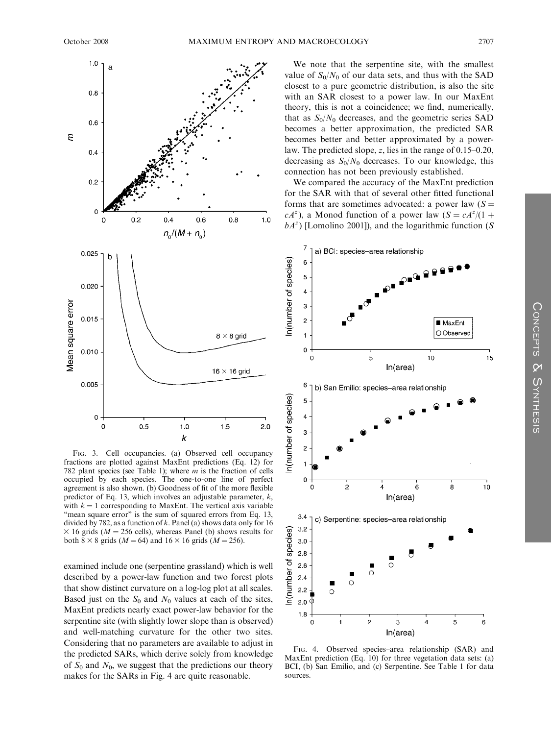FIG. 3. Cell occupancies. (a) Observed cell occupancy fractions are plotted against MaxEnt predictions (Eq. 12) for 782 plant species (see Table 1); where $m$ is the fraction of cells occupied by each species. The one-to-one line of perfect agreement is also shown. (b) Goodness of fit of the more flexible predictor of Eq. 13, which involves an adjustable parameter, $k$, with $k = 1$ corresponding to MaxEnt. The vertical axis variable "mean square error" is the sum of squared errors from Eq. 13, divided by 782, as a function of $k$. Panel (a) shows data only for $16 \times 16$ grids ($M = 256$ cells), whereas Panel (b) shows results for both $8 \times 8$ grids ($M = 64$) and $16 \times 16$ grids ($M = 256$).

examined include one (serpentine grassland) which is well described by a power-law function and two forest plots that show distinct curvature on a log-log plot at all scales. Based just on the $S_0$ and $N_0$ values at each of the sites, MaxEnt predicts nearly exact power-law behavior for the serpentine site (with slightly lower slope than is observed) and well-matching curvature for the other two sites. Considering that no parameters are available to adjust in the predicted SARs, which derive solely from knowledge of $S_0$ and $N_0$, we suggest that the predictions our theory makes for the SARs in Fig. 4 are quite reasonable.

We note that the serpentine site, with the smallest value of $S_0/N_0$ of our data sets, and thus with the SAD closest to a pure geometric distribution, is also the site with an SAR closest to a power law. In our MaxEnt theory, this is not a coincidence; we find, numerically, that as $S_0/N_0$ decreases, and the geometric series SAD becomes a better approximation, the predicted SAR becomes better and better approximated by a power-law. The predicted slope, $z$, lies in the range of 0.15–0.20, decreasing as $S_0/N_0$ decreases. To our knowledge, this connection has not been previously established.

We compared the accuracy of the MaxEnt prediction for the SAR with that of several other fitted functional forms that are sometimes advocated: a power law ($S = cA^z$), a Monod function of a power law ($S = cA^z/(1 + bA^z)$ [Lomolino 2001]), and the logarithmic function ($S$

FIG. 4. Observed species–area relationship (SAR) and MaxEnt prediction (Eq. 10) for three vegetation data sets: (a) BCI, (b) San Emilio, and (c) Serpentine. See Table 1 for data sources.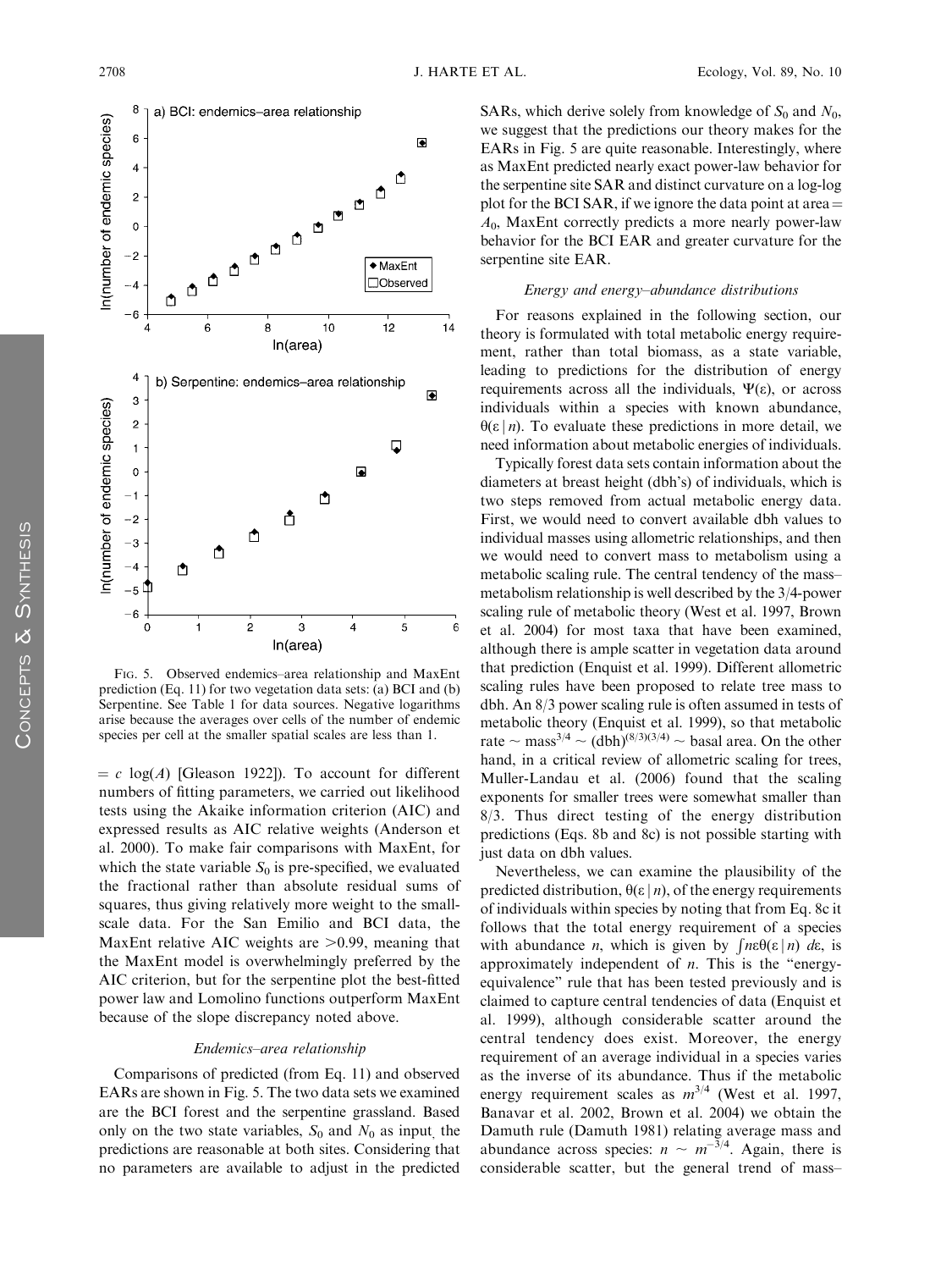FIG. 5. Observed endemics–area relationship and MaxEnt prediction (Eq. 11) for two vegetation data sets: (a) BCI and (b) Serpentine. See Table 1 for data sources. Negative logarithms arise because the averages over cells of the number of endemic species per cell at the smaller spatial scales are less than 1.

$= c \log(A)$ [Gleason 1922]). To account for different numbers of fitting parameters, we carried out likelihood tests using the Akaike information criterion (AIC) and expressed results as AIC relative weights (Anderson et al. 2000). To make fair comparisons with MaxEnt, for which the state variable $S_0$ is pre-specified, we evaluated the fractional rather than absolute residual sums of squares, thus giving relatively more weight to the small-scale data. For the San Emilio and BCI data, the MaxEnt relative AIC weights are $>0.99$, meaning that the MaxEnt model is overwhelmingly preferred by the AIC criterion, but for the serpentine plot the best-fitted power law and Lomolino functions outperform MaxEnt because of the slope discrepancy noted above.

### *Endemics–area relationship*

Comparisons of predicted (from Eq. 11) and observed EARs are shown in Fig. 5. The two data sets we examined are the BCI forest and the serpentine grassland. Based only on the two state variables, $S_0$ and $N_0$ as input, the predictions are reasonable at both sites. Considering that no parameters are available to adjust in the predicted SARs, which derive solely from knowledge of $S_0$ and $N_0$, we suggest that the predictions our theory makes for the EARs in Fig. 5 are quite reasonable. Interestingly, where as MaxEnt predicted nearly exact power-law behavior for the serpentine site SAR and distinct curvature on a log-log plot for the BCI SAR, if we ignore the data point at area $= A_0$, MaxEnt correctly predicts a more nearly power-law behavior for the BCI EAR and greater curvature for the serpentine site EAR.

### *Energy and energy–abundance distributions*

For reasons explained in the following section, our theory is formulated with total metabolic energy requirement, rather than total biomass, as a state variable, leading to predictions for the distribution of energy requirements across all the individuals, $\Psi(\varepsilon)$, or across individuals within a species with known abundance, $\theta(\varepsilon \mid n)$. To evaluate these predictions in more detail, we need information about metabolic energies of individuals.

Typically forest data sets contain information about the diameters at breast height (dbh's) of individuals, which is two steps removed from actual metabolic energy data. First, we would need to convert available dbh values to individual masses using allometric relationships, and then we would need to convert mass to metabolism using a metabolic scaling rule. The central tendency of the mass–metabolism relationship is well described by the 3/4-power scaling rule of metabolic theory (West et al. 1997, Brown et al. 2004) for most taxa that have been examined, although there is ample scatter in vegetation data around that prediction (Enquist et al. 1999). Different allometric scaling rules have been proposed to relate tree mass to dbh. An 8/3 power scaling rule is often assumed in tests of metabolic theory (Enquist et al. 1999), so that metabolic rate $\sim \text{mass}^{3/4} \sim (\text{dbh})^{(8/3)(3/4)} \sim$ basal area. On the other hand, in a critical review of allometric scaling for trees, Muller-Landau et al. (2006) found that the scaling exponents for smaller trees were somewhat smaller than 8/3. Thus direct testing of the energy distribution predictions (Eqs. 8b and 8c) is not possible starting with just data on dbh values.

Nevertheless, we can examine the plausibility of the predicted distribution, $\theta(\varepsilon \mid n)$, of the energy requirements of individuals within species by noting that from Eq. 8c it follows that the total energy requirement of a species with abundance $n$, which is given by $\int n\varepsilon\theta(\varepsilon \mid n)\, d\varepsilon$, is approximately independent of $n$. This is the "energy-equivalence" rule that has been tested previously and is claimed to capture central tendencies of data (Enquist et al. 1999), although considerable scatter around the central tendency does exist. Moreover, the energy requirement of an average individual in a species varies as the inverse of its abundance. Thus if the metabolic energy requirement scales as $m^{3/4}$ (West et al. 1997, Banavar et al. 2002, Brown et al. 2004) we obtain the Damuth rule (Damuth 1981) relating average mass and abundance across species: $n \sim m^{-3/4}$. Again, there is considerable scatter, but the general trend of mass–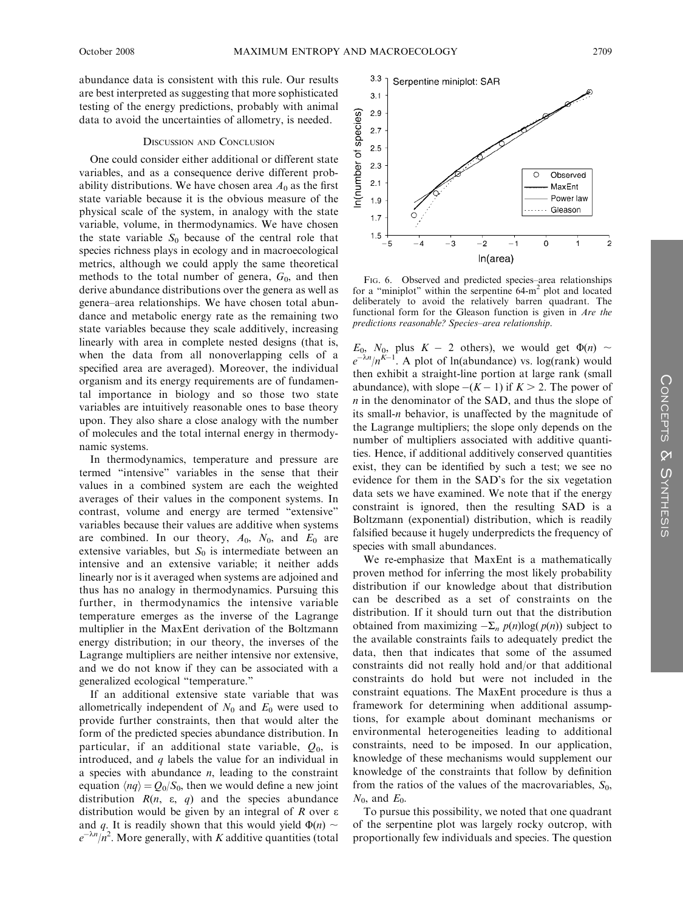abundance data is consistent with this rule. Our results are best interpreted as suggesting that more sophisticated testing of the energy predictions, probably with animal data to avoid the uncertainties of allometry, is needed.

## Discussion and Conclusion

One could consider either additional or different state variables, and as a consequence derive different probability distributions. We have chosen area $A_0$ as the first state variable because it is the obvious measure of the physical scale of the system, in analogy with the state variable, volume, in thermodynamics. We have chosen the state variable $S_0$ because of the central role that species richness plays in ecology and in macroecological metrics, although we could apply the same theoretical methods to the total number of genera, $G_0$, and then derive abundance distributions over the genera as well as genera–area relationships. We have chosen total abundance and metabolic energy rate as the remaining two state variables because they scale additively, increasing linearly with area in complete nested designs (that is, when the data from all nonoverlapping cells of a specified area are averaged). Moreover, the individual organism and its energy requirements are of fundamental importance in biology and so those two state variables are intuitively reasonable ones to base theory upon. They also share a close analogy with the number of molecules and the total internal energy in thermodynamic systems.

In thermodynamics, temperature and pressure are termed "intensive" variables in the sense that their values in a combined system are each the weighted averages of their values in the component systems. In contrast, volume and energy are termed "extensive" variables because their values are additive when systems are combined. In our theory, $A_0$, $N_0$, and $E_0$ are extensive variables, but $S_0$ is intermediate between an intensive and an extensive variable; it neither adds linearly nor is it averaged when systems are adjoined and thus has no analogy in thermodynamics. Pursuing this further, in thermodynamics the intensive variable temperature emerges as the inverse of the Lagrange multiplier in the MaxEnt derivation of the Boltzmann energy distribution; in our theory, the inverses of the Lagrange multipliers are neither intensive nor extensive, and we do not know if they can be associated with a generalized ecological "temperature."

If an additional extensive state variable that was allometrically independent of $N_0$ and $E_0$ were used to provide further constraints, then that would alter the form of the predicted species abundance distribution. In particular, if an additional state variable, $Q_0$, is introduced, and $q$ labels the value for an individual in a species with abundance $n$, leading to the constraint equation $\langle nq \rangle = Q_0/S_0$, then we would define a new joint distribution $R(n, \varepsilon, q)$ and the species abundance distribution would be given by an integral of $R$ over $\varepsilon$ and $q$. It is readily shown that this would yield $\Phi(n) \sim e^{-\lambda n}/n^2$. More generally, with $K$ additive quantities (total $E_0$, $N_0$, plus $K-2$ others), we would get $\Phi(n) \sim e^{-\lambda n}/n^{K-1}$. A plot of ln(abundance) vs. log(rank) would then exhibit a straight-line portion at large rank (small abundance), with slope $-(K-1)$ if $K > 2$. The power of $n$ in the denominator of the SAD, and thus the slope of its small-$n$ behavior, is unaffected by the magnitude of the Lagrange multipliers; the slope only depends on the number of multipliers associated with additive quantities. Hence, if additional additively conserved quantities exist, they can be identified by such a test; we see no evidence for them in the SAD's for the six vegetation data sets we have examined. We note that if the energy constraint is ignored, then the resulting SAD is a Boltzmann (exponential) distribution, which is readily falsified because it hugely underpredicts the frequency of species with small abundances.

Serpentine miniplot: SAR

ln(number of species)

ln(area)

Observed
MaxEnt
Power law
Gleason

3.3
3.1
2.9
2.7
2.5
2.3
2.1
1.9
1.7
1.5

−5
−4
−3
−2
−1
0
1
2

Fig. 6. Observed and predicted species–area relationships for a "miniplot" within the serpentine 64-m$^2$ plot and located deliberately to avoid the relatively barren quadrant. The functional form for the Gleason function is given in *Are the predictions reasonable? Species–area relationship*.

We re-emphasize that MaxEnt is a mathematically proven method for inferring the most likely probability distribution if our knowledge about that distribution can be described as a set of constraints on the distribution. If it should turn out that the distribution obtained from maximizing $-\Sigma_n\, p(n)\log(p(n))$ subject to the available constraints fails to adequately predict the data, then that indicates that some of the assumed constraints did not really hold and/or that additional constraints do hold but were not included in the constraint equations. The MaxEnt procedure is thus a framework for determining when additional assumptions, for example about dominant mechanisms or environmental heterogeneities leading to additional constraints, need to be imposed. In our application, knowledge of these mechanisms would supplement our knowledge of the constraints that follow by definition from the ratios of the values of the macrovariables, $S_0$, $N_0$, and $E_0$.

To pursue this possibility, we noted that one quadrant of the serpentine plot was largely rocky outcrop, with proportionally few individuals and species. The question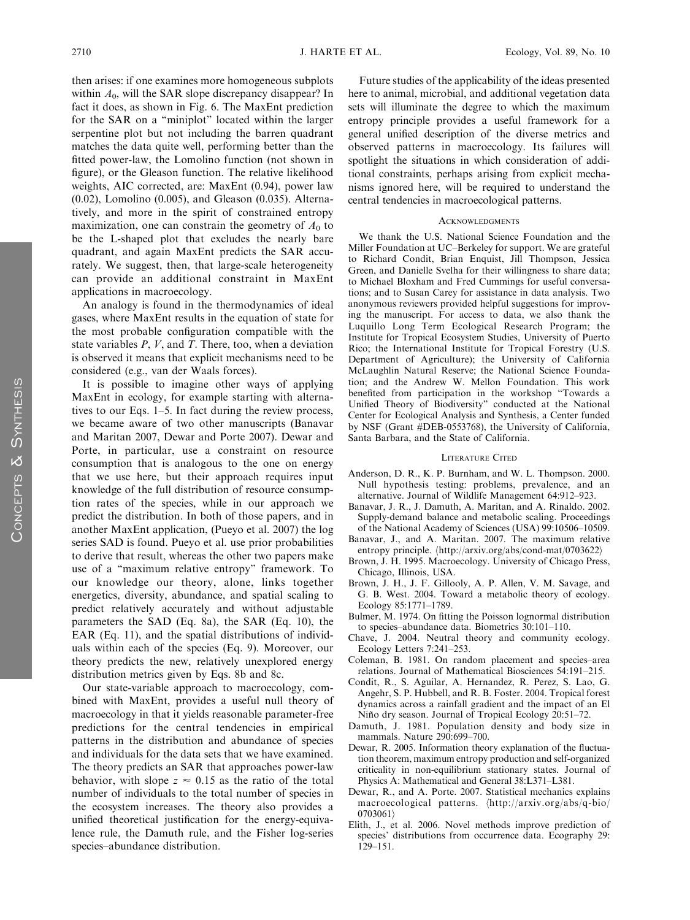then arises: if one examines more homogeneous subplots within $A_0$, will the SAR slope discrepancy disappear? In fact it does, as shown in Fig. 6. The MaxEnt prediction for the SAR on a "miniplot" located within the larger serpentine plot but not including the barren quadrant matches the data quite well, performing better than the fitted power-law, the Lomolino function (not shown in figure), or the Gleason function. The relative likelihood weights, AIC corrected, are: MaxEnt (0.94), power law (0.02), Lomolino (0.005), and Gleason (0.035). Alternatively, and more in the spirit of constrained entropy maximization, one can constrain the geometry of $A_0$ to be the L-shaped plot that excludes the nearly bare quadrant, and again MaxEnt predicts the SAR accurately. We suggest, then, that large-scale heterogeneity can provide an additional constraint in MaxEnt applications in macroecology.

An analogy is found in the thermodynamics of ideal gases, where MaxEnt results in the equation of state for the most probable configuration compatible with the state variables $P$, $V$, and $T$. There, too, when a deviation is observed it means that explicit mechanisms need to be considered (e.g., van der Waals forces).

It is possible to imagine other ways of applying MaxEnt in ecology, for example starting with alternatives to our Eqs. 1–5. In fact during the review process, we became aware of two other manuscripts (Banavar and Maritan 2007, Dewar and Porte 2007). Dewar and Porte, in particular, use a constraint on resource consumption that is analogous to the one on energy that we use here, but their approach requires input knowledge of the full distribution of resource consumption rates of the species, while in our approach we predict the distribution. In both of those papers, and in another MaxEnt application, (Pueyo et al. 2007) the log series SAD is found. Pueyo et al. use prior probabilities to derive that result, whereas the other two papers make use of a "maximum relative entropy" framework. To our knowledge our theory, alone, links together energetics, diversity, abundance, and spatial scaling to predict relatively accurately and without adjustable parameters the SAD (Eq. 8a), the SAR (Eq. 10), the EAR (Eq. 11), and the spatial distributions of individuals within each of the species (Eq. 9). Moreover, our theory predicts the new, relatively unexplored energy distribution metrics given by Eqs. 8b and 8c.

Our state-variable approach to macroecology, combined with MaxEnt, provides a useful null theory of macroecology in that it yields reasonable parameter-free predictions for the central tendencies in empirical patterns in the distribution and abundance of species and individuals for the data sets that we have examined. The theory predicts an SAR that approaches power-law behavior, with slope $z \approx 0.15$ as the ratio of the total number of individuals to the total number of species in the ecosystem increases. The theory also provides a unified theoretical justification for the energy-equivalence rule, the Damuth rule, and the Fisher log-series species–abundance distribution.

Future studies of the applicability of the ideas presented here to animal, microbial, and additional vegetation data sets will illuminate the degree to which the maximum entropy principle provides a useful framework for a general unified description of the diverse metrics and observed patterns in macroecology. Its failures will spotlight the situations in which consideration of additional constraints, perhaps arising from explicit mechanisms ignored here, will be required to understand the central tendencies in macroecological patterns.

## Acknowledgments

We thank the U.S. National Science Foundation and the Miller Foundation at UC–Berkeley for support. We are grateful to Richard Condit, Brian Enquist, Jill Thompson, Jessica Green, and Danielle Svelha for their willingness to share data; to Michael Bloxham and Fred Cummings for useful conversations; and to Susan Carey for assistance in data analysis. Two anonymous reviewers provided helpful suggestions for improving the manuscript. For access to data, we also thank the Luquillo Long Term Ecological Research Program; the Institute for Tropical Ecosystem Studies, University of Puerto Rico; the International Institute for Tropical Forestry (U.S. Department of Agriculture); the University of California McLaughlin Natural Reserve; the National Science Foundation; and the Andrew W. Mellon Foundation. This work benefited from participation in the workshop "Towards a Unified Theory of Biodiversity" conducted at the National Center for Ecological Analysis and Synthesis, a Center funded by NSF (Grant #DEB-0553768), the University of California, Santa Barbara, and the State of California.

## Literature Cited

Anderson, D. R., K. P. Burnham, and W. L. Thompson. 2000. Null hypothesis testing: problems, prevalence, and an alternative. Journal of Wildlife Management 64:912–923.

Banavar, J. R., J. Damuth, A. Maritan, and A. Rinaldo. 2002. Supply-demand balance and metabolic scaling. Proceedings of the National Academy of Sciences (USA) 99:10506–10509.

Banavar, J., and A. Maritan. 2007. The maximum relative entropy principle. ⟨http://arxiv.org/abs/cond-mat/0703622⟩

Brown, J. H. 1995. Macroecology. University of Chicago Press, Chicago, Illinois, USA.

Brown, J. H., J. F. Gillooly, A. P. Allen, V. M. Savage, and G. B. West. 2004. Toward a metabolic theory of ecology. Ecology 85:1771–1789.

Bulmer, M. 1974. On fitting the Poisson lognormal distribution to species–abundance data. Biometrics 30:101–110.

Chave, J. 2004. Neutral theory and community ecology. Ecology Letters 7:241–253.

Coleman, B. 1981. On random placement and species–area relations. Journal of Mathematical Biosciences 54:191–215.

Condit, R., S. Aguilar, A. Hernandez, R. Perez, S. Lao, G. Angehr, S. P. Hubbell, and R. B. Foster. 2004. Tropical forest dynamics across a rainfall gradient and the impact of an El Niño dry season. Journal of Tropical Ecology 20:51–72.

Damuth, J. 1981. Population density and body size in mammals. Nature 290:699–700.

Dewar, R. 2005. Information theory explanation of the fluctuation theorem, maximum entropy production and self-organized criticality in non-equilibrium stationary states. Journal of Physics A: Mathematical and General 38:L371–L381.

Dewar, R., and A. Porte. 2007. Statistical mechanics explains macroecological patterns. ⟨http://arxiv.org/abs/q-bio/0703061⟩

Elith, J., et al. 2006. Novel methods improve prediction of species' distributions from occurrence data. Ecography 29: 129–151.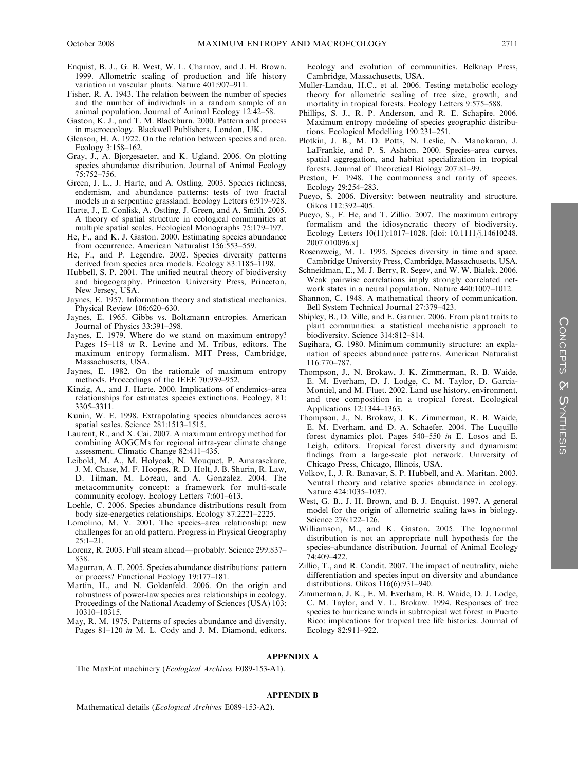Enquist, B. J., G. B. West, W. L. Charnov, and J. H. Brown. 1999. Allometric scaling of production and life history variation in vascular plants. Nature 401:907–911.

Fisher, R. A. 1943. The relation between the number of species and the number of individuals in a random sample of an animal population. Journal of Animal Ecology 12:42–58.

Gaston, K. J., and T. M. Blackburn. 2000. Pattern and process in macroecology. Blackwell Publishers, London, UK.

Gleason, H. A. 1922. On the relation between species and area. Ecology 3:158–162.

Gray, J., A. Bjorgesaeter, and K. Ugland. 2006. On plotting species abundance distribution. Journal of Animal Ecology 75:752–756.

Green, J. L., J. Harte, and A. Ostling. 2003. Species richness, endemism, and abundance patterns: tests of two fractal models in a serpentine grassland. Ecology Letters 6:919–928.

Harte, J., E. Conlisk, A. Ostling, J. Green, and A. Smith. 2005. A theory of spatial structure in ecological communities at multiple spatial scales. Ecological Monographs 75:179–197.

He, F., and K. J. Gaston. 2000. Estimating species abundance from occurrence. American Naturalist 156:553–559.

He, F., and P. Legendre. 2002. Species diversity patterns derived from species area models. Ecology 83:1185–1198.

Hubbell, S. P. 2001. The unified neutral theory of biodiversity and biogeography. Princeton University Press, Princeton, New Jersey, USA.

Jaynes, E. 1957. Information theory and statistical mechanics. Physical Review 106:620–630.

Jaynes, E. 1965. Gibbs vs. Boltzmann entropies. American Journal of Physics 33:391–398.

Jaynes, E. 1979. Where do we stand on maximum entropy? Pages 15–118 *in* R. Levine and M. Tribus, editors. The maximum entropy formalism. MIT Press, Cambridge, Massachusetts, USA.

Jaynes, E. 1982. On the rationale of maximum entropy methods. Proceedings of the IEEE 70:939–952.

Kinzig, A., and J. Harte. 2000. Implications of endemics–area relationships for estimates species extinctions. Ecology, 81: 3305–3311.

Kunin, W. E. 1998. Extrapolating species abundances across spatial scales. Science 281:1513–1515.

Laurent, R., and X. Cai. 2007. A maximum entropy method for combining AOGCMs for regional intra-year climate change assessment. Climatic Change 82:411–435.

Leibold, M. A., M. Holyoak, N. Mouquet, P. Amarasekare, J. M. Chase, M. F. Hoopes, R. D. Holt, J. B. Shurin, R. Law, D. Tilman, M. Loreau, and A. Gonzalez. 2004. The metacommunity concept: a framework for multi-scale community ecology. Ecology Letters 7:601–613.

Loehle, C. 2006. Species abundance distributions result from body size-energetics relationships. Ecology 87:2221–2225.

Lomolino, M. V. 2001. The species–area relationship: new challenges for an old pattern. Progress in Physical Geography 25:1–21.

Lorenz, R. 2003. Full steam ahead—probably. Science 299:837–838.

Magurran, A. E. 2005. Species abundance distributions: pattern or process? Functional Ecology 19:177–181.

Martin, H., and N. Goldenfeld. 2006. On the origin and robustness of power-law species area relationships in ecology. Proceedings of the National Academy of Sciences (USA) 103: 10310–10315.

May, R. M. 1975. Patterns of species abundance and diversity. Pages 81–120 *in* M. L. Cody and J. M. Diamond, editors. Ecology and evolution of communities. Belknap Press, Cambridge, Massachusetts, USA.

Muller-Landau, H.C., et al. 2006. Testing metabolic ecology theory for allometric scaling of tree size, growth, and mortality in tropical forests. Ecology Letters 9:575–588.

Phillips, S. J., R. P. Anderson, and R. E. Schapire. 2006. Maximum entropy modeling of species geographic distributions. Ecological Modelling 190:231–251.

Plotkin, J. B., M. D. Potts, N. Leslie, N. Manokaran, J. LaFrankie, and P. S. Ashton. 2000. Species–area curves, spatial aggregation, and habitat specialization in tropical forests. Journal of Theoretical Biology 207:81–99.

Preston, F. 1948. The commonness and rarity of species. Ecology 29:254–283.

Pueyo, S. 2006. Diversity: between neutrality and structure. Oikos 112:392–405.

Pueyo, S., F. He, and T. Zillio. 2007. The maximum entropy formalism and the idiosyncratic theory of biodiversity. Ecology Letters 10(11):1017–1028. [doi: 10.1111/j.14610248. 2007.010096.x]

Rosenzweig, M. L. 1995. Species diversity in time and space. Cambridge University Press, Cambridge, Massachusetts, USA.

Schneidman, E., M. J. Berry, R. Segev, and W. W. Bialek. 2006. Weak pairwise correlations imply strongly correlated network states in a neural population. Nature 440:1007–1012.

Shannon, C. 1948. A mathematical theory of communication. Bell System Technical Journal 27:379–423.

Shipley, B., D. Ville, and E. Garnier. 2006. From plant traits to plant communities: a statistical mechanistic approach to biodiversity. Science 314:812–814.

Sugihara, G. 1980. Minimum community structure: an explanation of species abundance patterns. American Naturalist 116:770–787.

Thompson, J., N. Brokaw, J. K. Zimmerman, R. B. Waide, E. M. Everham, D. J. Lodge, C. M. Taylor, D. Garcia-Montiel, and M. Fluet. 2002. Land use history, environment, and tree composition in a tropical forest. Ecological Applications 12:1344–1363.

Thompson, J., N. Brokaw, J. K. Zimmerman, R. B. Waide, E. M. Everham, and D. A. Schaefer. 2004. The Luquillo forest dynamics plot. Pages 540–550 *in* E. Losos and E. Leigh, editors. Tropical forest diversity and dynamism: findings from a large-scale plot network. University of Chicago Press, Chicago, Illinois, USA.

Volkov, I., J. R. Banavar, S. P. Hubbell, and A. Maritan. 2003. Neutral theory and relative species abundance in ecology. Nature 424:1035–1037.

West, G. B., J. H. Brown, and B. J. Enquist. 1997. A general model for the origin of allometric scaling laws in biology. Science 276:122–126.

Williamson, M., and K. Gaston. 2005. The lognormal distribution is not an appropriate null hypothesis for the species–abundance distribution. Journal of Animal Ecology 74:409–422.

Zillio, T., and R. Condit. 2007. The impact of neutrality, niche differentiation and species input on diversity and abundance distributions. Oikos 116(6):931–940.

Zimmerman, J. K., E. M. Everham, R. B. Waide, D. J. Lodge, C. M. Taylor, and V. L. Brokaw. 1994. Responses of tree species to hurricane winds in subtropical wet forest in Puerto Rico: implications for tropical tree life histories. Journal of Ecology 82:911–922.

## APPENDIX A

The MaxEnt machinery (*Ecological Archives* E089-153-A1).

## APPENDIX B

Mathematical details (*Ecological Archives* E089-153-A2).